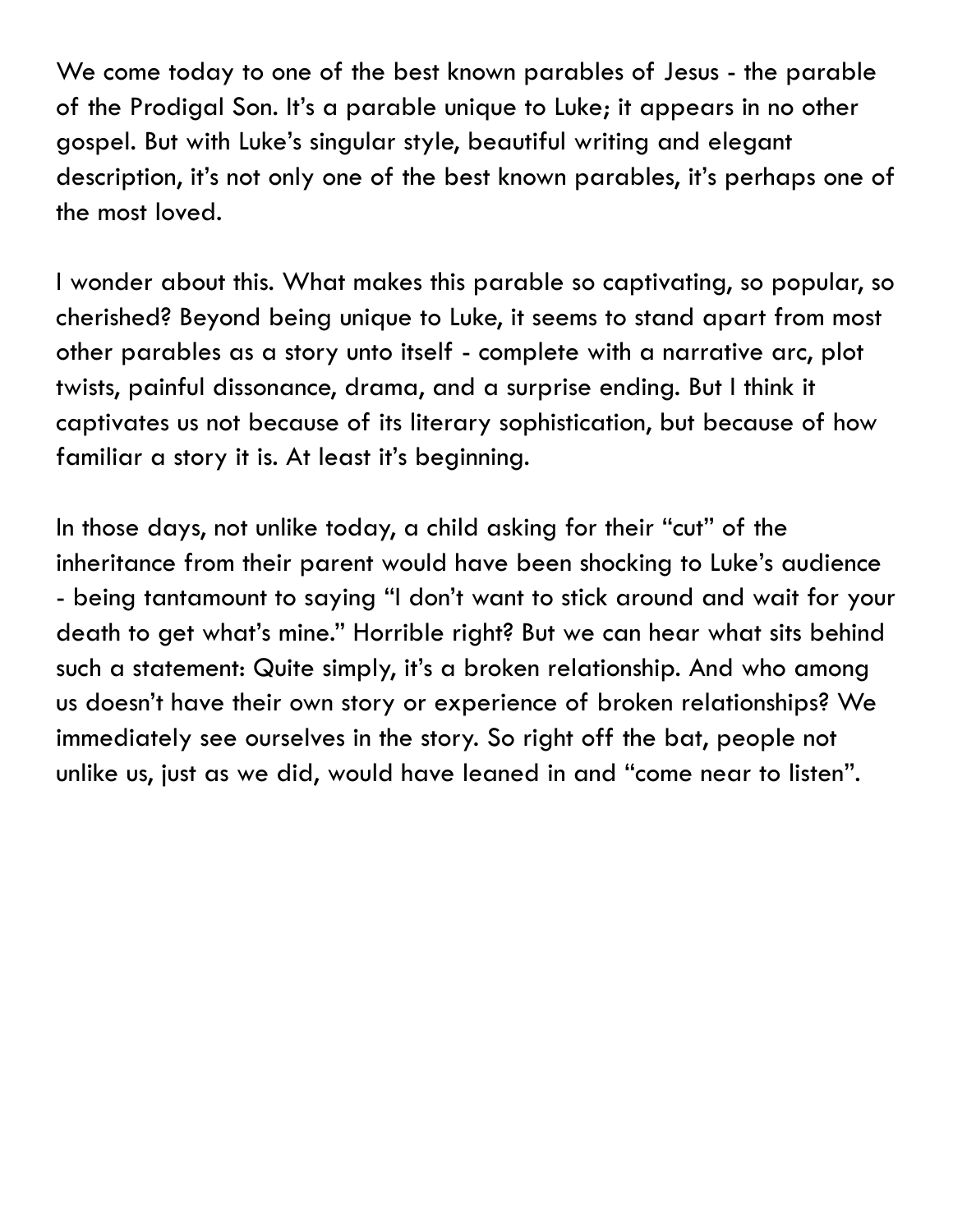We come today to one of the best known parables of Jesus - the parable of the Prodigal Son. It's a parable unique to Luke; it appears in no other gospel. But with Luke's singular style, beautiful writing and elegant description, it's not only one of the best known parables, it's perhaps one of the most loved.

I wonder about this. What makes this parable so captivating, so popular, so cherished? Beyond being unique to Luke, it seems to stand apart from most other parables as a story unto itself - complete with a narrative arc, plot twists, painful dissonance, drama, and a surprise ending. But I think it captivates us not because of its literary sophistication, but because of how familiar a story it is. At least it's beginning.

In those days, not unlike today, a child asking for their "cut" of the inheritance from their parent would have been shocking to Luke's audience - being tantamount to saying "I don't want to stick around and wait for your death to get what's mine." Horrible right? But we can hear what sits behind such a statement: Quite simply, it's a broken relationship. And who among us doesn't have their own story or experience of broken relationships? We immediately see ourselves in the story. So right off the bat, people not unlike us, just as we did, would have leaned in and "come near to listen".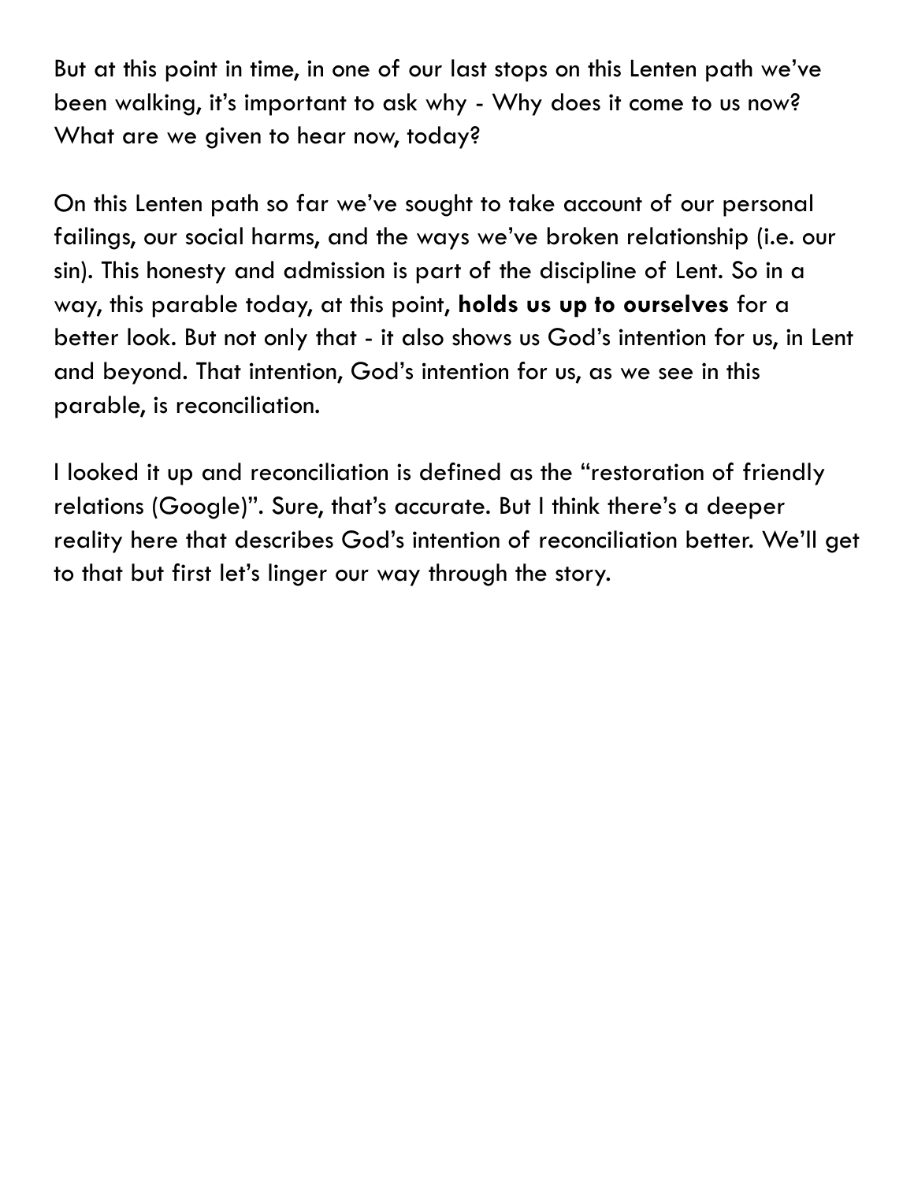But at this point in time, in one of our last stops on this Lenten path we've been walking, it's important to ask why - Why does it come to us now? What are we given to hear now, today?

On this Lenten path so far we've sought to take account of our personal failings, our social harms, and the ways we've broken relationship (i.e. our sin). This honesty and admission is part of the discipline of Lent. So in a way, this parable today, at this point, **holds us up to ourselves** for a better look. But not only that - it also shows us God's intention for us, in Lent and beyond. That intention, God's intention for us, as we see in this parable, is reconciliation.

I looked it up and reconciliation is defined as the "restoration of friendly relations (Google)". Sure, that's accurate. But I think there's a deeper reality here that describes God's intention of reconciliation better. We'll get to that but first let's linger our way through the story.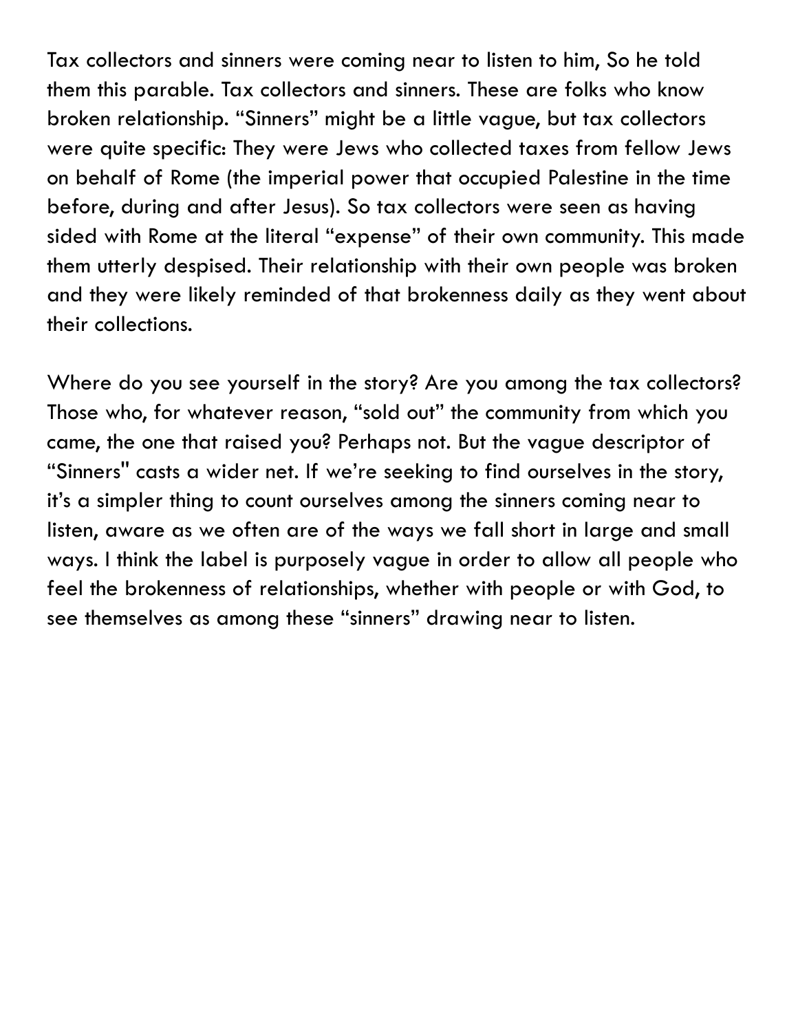Tax collectors and sinners were coming near to listen to him, So he told them this parable. Tax collectors and sinners. These are folks who know broken relationship. "Sinners" might be a little vague, but tax collectors were quite specific: They were Jews who collected taxes from fellow Jews on behalf of Rome (the imperial power that occupied Palestine in the time before, during and after Jesus). So tax collectors were seen as having sided with Rome at the literal "expense" of their own community. This made them utterly despised. Their relationship with their own people was broken and they were likely reminded of that brokenness daily as they went about their collections.

Where do you see yourself in the story? Are you among the tax collectors? Those who, for whatever reason, "sold out" the community from which you came, the one that raised you? Perhaps not. But the vague descriptor of "Sinners" casts a wider net. If we're seeking to find ourselves in the story, it's a simpler thing to count ourselves among the sinners coming near to listen, aware as we often are of the ways we fall short in large and small ways. I think the label is purposely vague in order to allow all people who feel the brokenness of relationships, whether with people or with God, to see themselves as among these "sinners" drawing near to listen.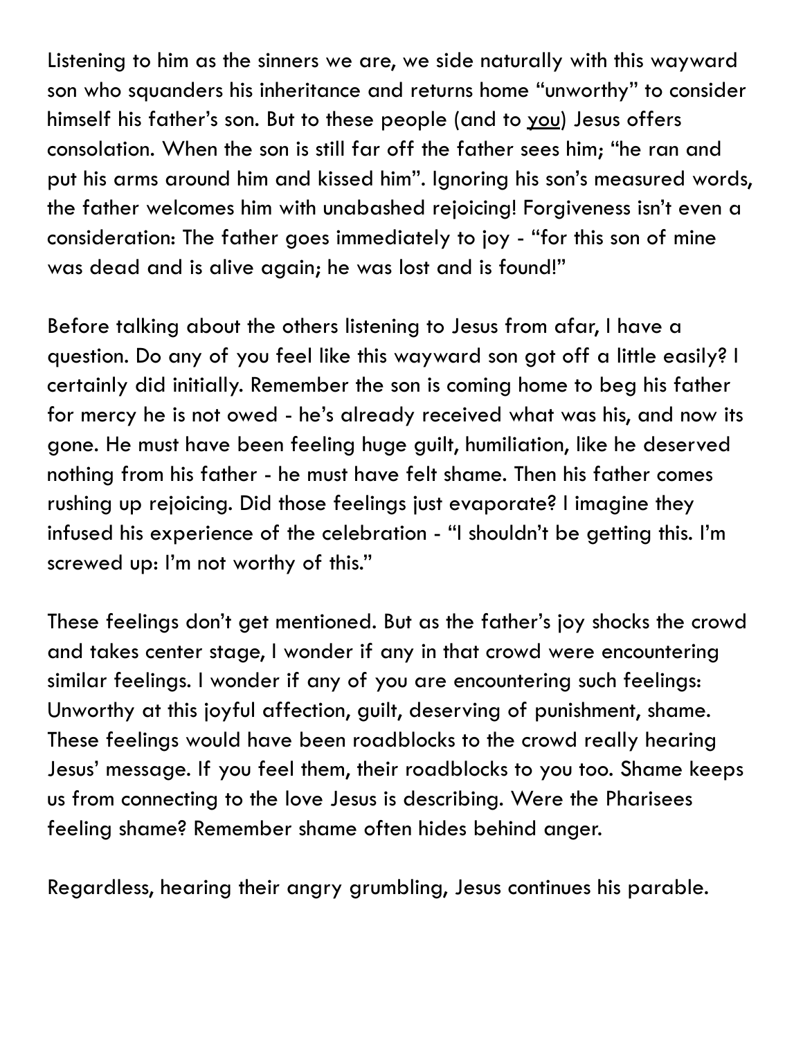Listening to him as the sinners we are, we side naturally with this wayward son who squanders his inheritance and returns home "unworthy" to consider himself his father's son. But to these people (and to <u>you</u>) Jesus offers consolation. When the son is still far off the father sees him; "he ran and put his arms around him and kissed him". Ignoring his son's measured words, the father welcomes him with unabashed rejoicing! Forgiveness isn't even a consideration: The father goes immediately to joy - "for this son of mine was dead and is alive again; he was lost and is found!"

Before talking about the others listening to Jesus from afar, I have a question. Do any of you feel like this wayward son got off a little easily? I certainly did initially. Remember the son is coming home to beg his father for mercy he is not owed - he's already received what was his, and now its gone. He must have been feeling huge guilt, humiliation, like he deserved nothing from his father - he must have felt shame. Then his father comes rushing up rejoicing. Did those feelings just evaporate? I imagine they infused his experience of the celebration - "I shouldn't be getting this. I'm screwed up: I'm not worthy of this."

These feelings don't get mentioned. But as the father's joy shocks the crowd and takes center stage, I wonder if any in that crowd were encountering similar feelings. I wonder if any of you are encountering such feelings: Unworthy at this joyful affection, guilt, deserving of punishment, shame. These feelings would have been roadblocks to the crowd really hearing Jesus' message. If you feel them, their roadblocks to you too. Shame keeps us from connecting to the love Jesus is describing. Were the Pharisees feeling shame? Remember shame often hides behind anger.

Regardless, hearing their angry grumbling, Jesus continues his parable.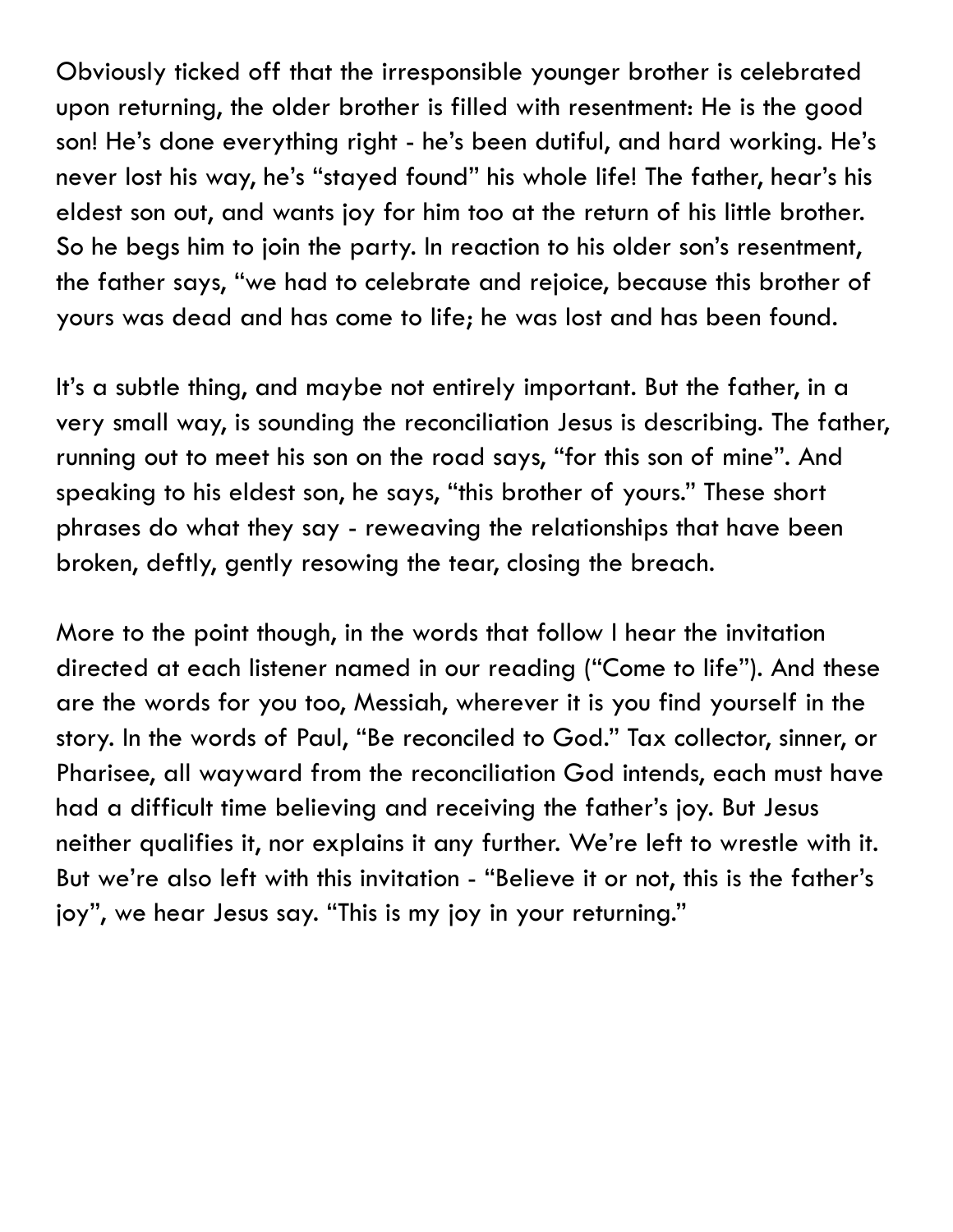Obviously ticked off that the irresponsible younger brother is celebrated upon returning, the older brother is filled with resentment: He is the good son! He's done everything right - he's been dutiful, and hard working. He's never lost his way, he's "stayed found" his whole life! The father, hear's his eldest son out, and wants joy for him too at the return of his little brother. So he begs him to join the party. In reaction to his older son's resentment, the father says, "we had to celebrate and rejoice, because this brother of yours was dead and has come to life; he was lost and has been found.

It's a subtle thing, and maybe not entirely important. But the father, in a very small way, is sounding the reconciliation Jesus is describing. The father, running out to meet his son on the road says, "for this son of mine". And speaking to his eldest son, he says, "this brother of yours." These short phrases do what they say - reweaving the relationships that have been broken, deftly, gently resowing the tear, closing the breach.

More to the point though, in the words that follow I hear the invitation directed at each listener named in our reading ("Come to life"). And these are the words for you too, Messiah, wherever it is you find yourself in the story. In the words of Paul, "Be reconciled to God." Tax collector, sinner, or Pharisee, all wayward from the reconciliation God intends, each must have had a difficult time believing and receiving the father's joy. But Jesus neither qualifies it, nor explains it any further. We're left to wrestle with it. But we're also left with this invitation - "Believe it or not, this is the father's joy", we hear Jesus say. "This is my joy in your returning."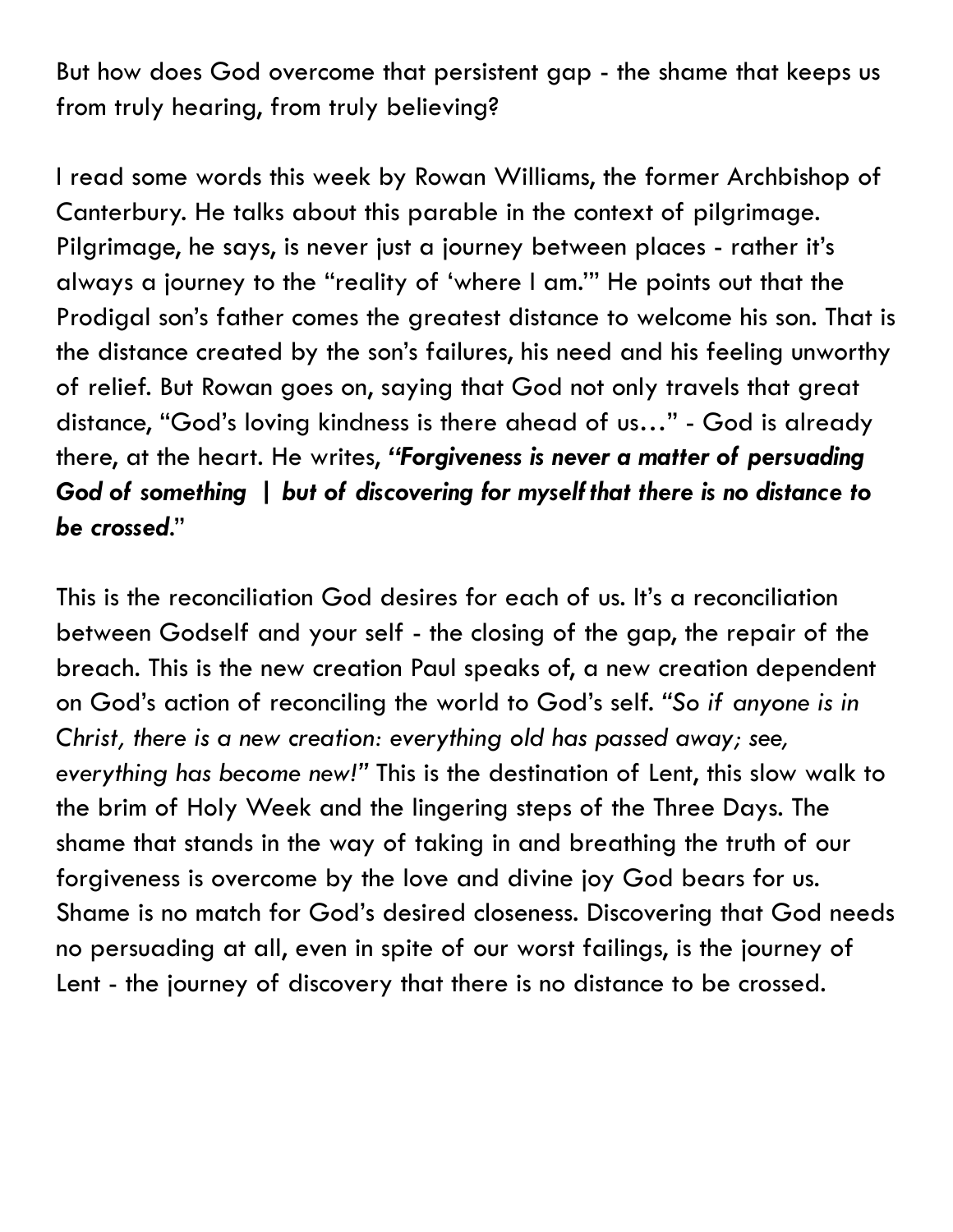But how does God overcome that persistent gap - the shame that keeps us from truly hearing, from truly believing?

I read some words this week by Rowan Williams, the former Archbishop of Canterbury. He talks about this parable in the context of pilgrimage. Pilgrimage, he says, is never just a journey between places - rather it's always a journey to the "reality of 'where I am.'" He points out that the Prodigal son's father comes the greatest distance to welcome his son. That is the distance created by the son's failures, his need and his feeling unworthy of relief. But Rowan goes on, saying that God not only travels that great distance, "God's loving kindness is there ahead of us…" - God is already there, at the heart. He writes, ***"Forgiveness is never a matter of persuading God of something | but of discovering for myself that there is no distance to be crossed.***"

This is the reconciliation God desires for each of us. It's a reconciliation between Godself and your self - the closing of the gap, the repair of the breach. This is the new creation Paul speaks of, a new creation dependent on God's action of reconciling the world to God's self. "*So if anyone is in Christ, there is a new creation: everything old has passed away; see, everything has become new!*" This is the destination of Lent, this slow walk to the brim of Holy Week and the lingering steps of the Three Days. The shame that stands in the way of taking in and breathing the truth of our forgiveness is overcome by the love and divine joy God bears for us. Shame is no match for God's desired closeness. Discovering that God needs no persuading at all, even in spite of our worst failings, is the journey of Lent - the journey of discovery that there is no distance to be crossed.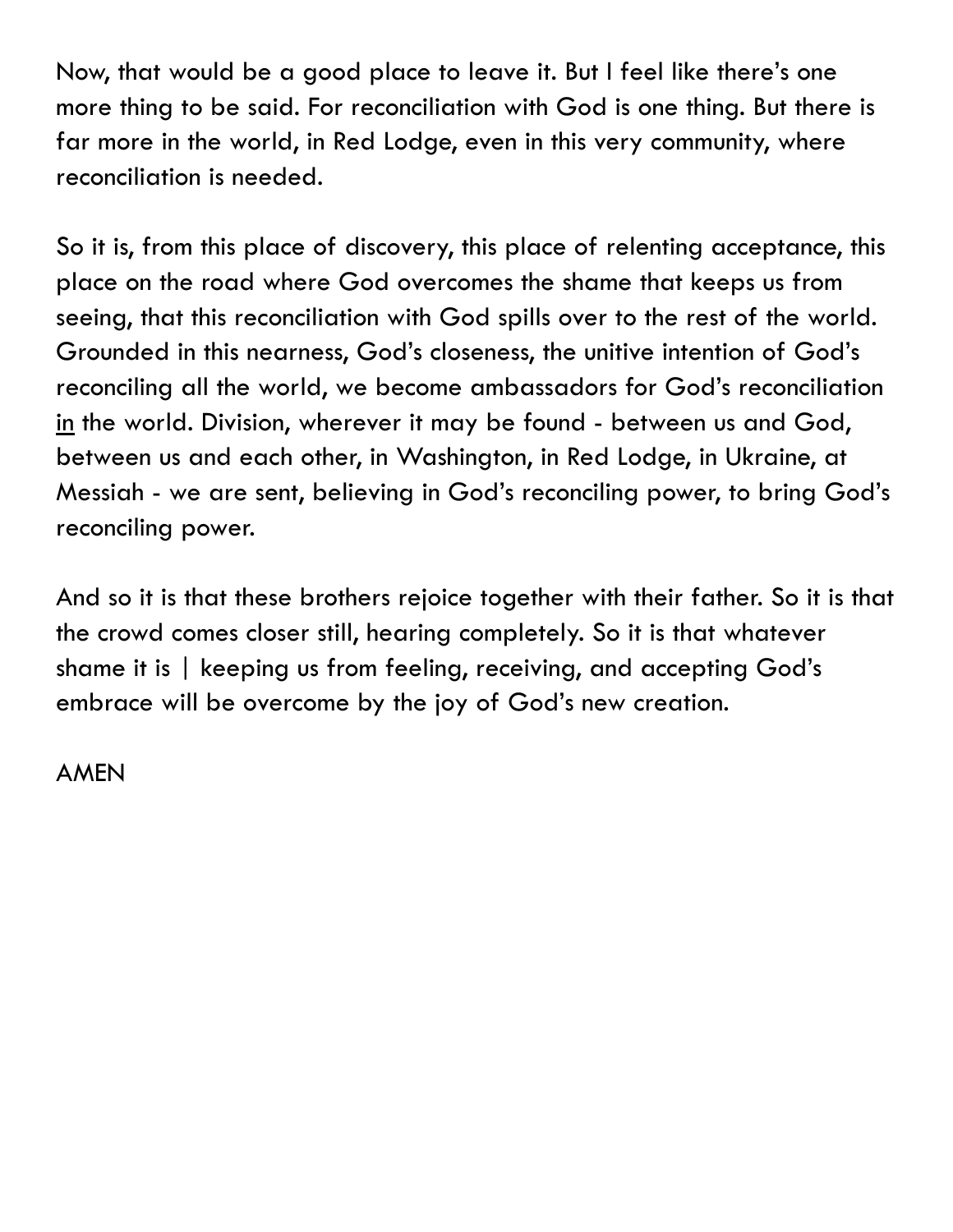Now, that would be a good place to leave it. But I feel like there's one more thing to be said. For reconciliation with God is one thing. But there is far more in the world, in Red Lodge, even in this very community, where reconciliation is needed.

So it is, from this place of discovery, this place of relenting acceptance, this place on the road where God overcomes the shame that keeps us from seeing, that this reconciliation with God spills over to the rest of the world. Grounded in this nearness, God's closeness, the unitive intention of God's reconciling all the world, we become ambassadors for God's reconciliation <u>in</u> the world. Division, wherever it may be found - between us and God, between us and each other, in Washington, in Red Lodge, in Ukraine, at Messiah - we are sent, believing in God's reconciling power, to bring God's reconciling power.

And so it is that these brothers rejoice together with their father. So it is that the crowd comes closer still, hearing completely. So it is that whatever shame it is | keeping us from feeling, receiving, and accepting God's embrace will be overcome by the joy of God's new creation.

AMEN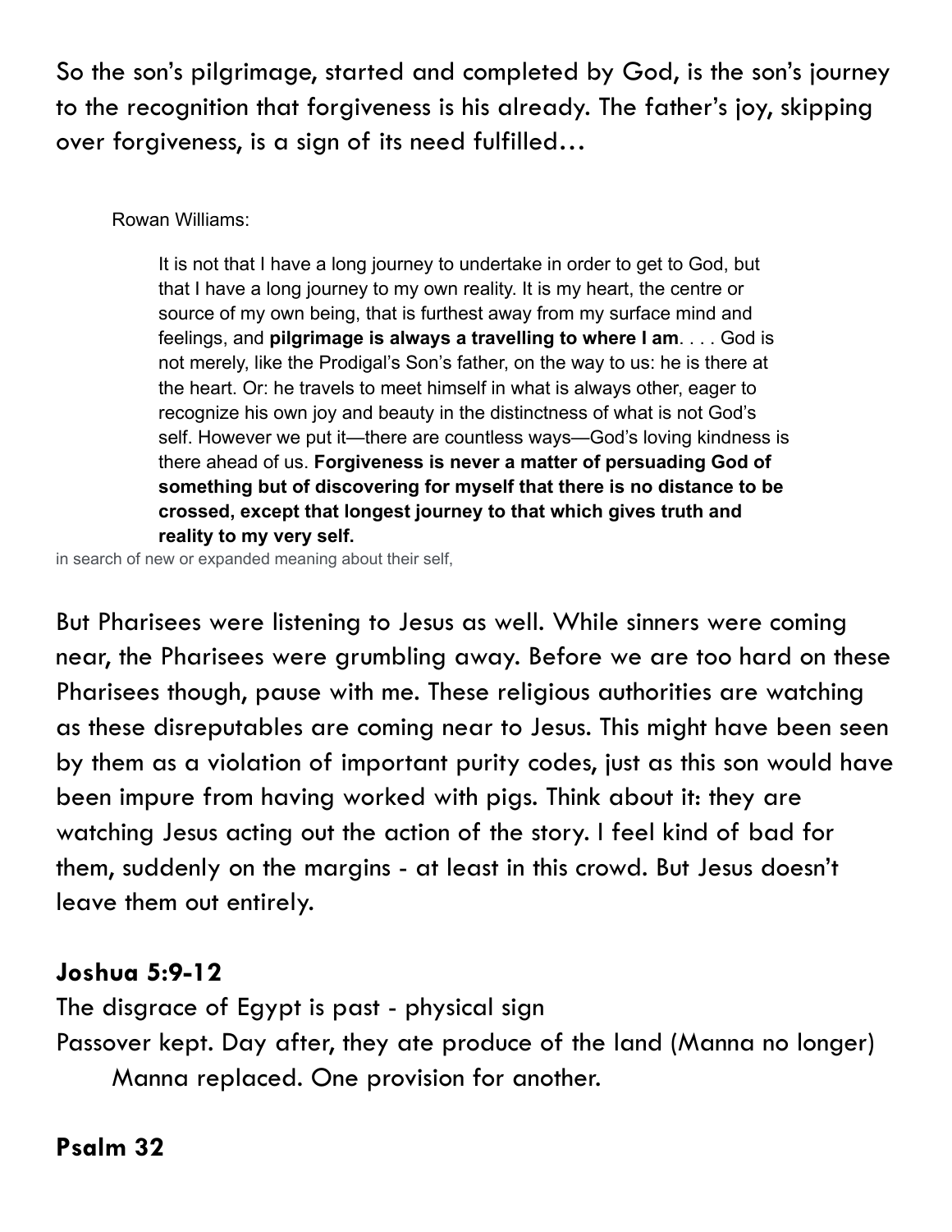So the son's pilgrimage, started and completed by God, is the son's journey to the recognition that forgiveness is his already. The father's joy, skipping over forgiveness, is a sign of its need fulfilled…

Rowan Williams:

> It is not that I have a long journey to undertake in order to get to God, but that I have a long journey to my own reality. It is my heart, the centre or source of my own being, that is furthest away from my surface mind and feelings, and **pilgrimage is always a travelling to where I am**. . . . God is not merely, like the Prodigal's Son's father, on the way to us: he is there at the heart. Or: he travels to meet himself in what is always other, eager to recognize his own joy and beauty in the distinctness of what is not God's self. However we put it—there are countless ways—God's loving kindness is there ahead of us. **Forgiveness is never a matter of persuading God of something but of discovering for myself that there is no distance to be crossed, except that longest journey to that which gives truth and reality to my very self.**

in search of new or expanded meaning about their self,

But Pharisees were listening to Jesus as well. While sinners were coming near, the Pharisees were grumbling away. Before we are too hard on these Pharisees though, pause with me. These religious authorities are watching as these disreputables are coming near to Jesus. This might have been seen by them as a violation of important purity codes, just as this son would have been impure from having worked with pigs. Think about it: they are watching Jesus acting out the action of the story. I feel kind of bad for them, suddenly on the margins - at least in this crowd. But Jesus doesn't leave them out entirely.

**Joshua 5:9-12**

The disgrace of Egypt is past - physical sign

Passover kept. Day after, they ate produce of the land (Manna no longer)

  Manna replaced. One provision for another.

**Psalm 32**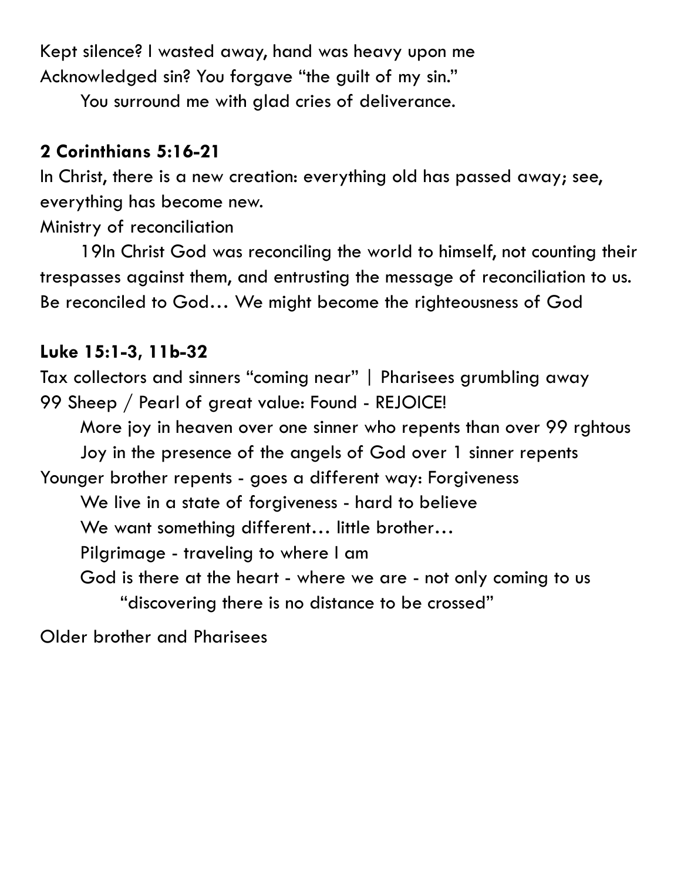Kept silence? I wasted away, hand was heavy upon me
Acknowledged sin? You forgave "the guilt of my sin."
    You surround me with glad cries of deliverance.

**2 Corinthians 5:16-21**

In Christ, there is a new creation: everything old has passed away; see, everything has become new.
Ministry of reconciliation
    19In Christ God was reconciling the world to himself, not counting their trespasses against them, and entrusting the message of reconciliation to us.
Be reconciled to God… We might become the righteousness of God

**Luke 15:1-3, 11b-32**

Tax collectors and sinners "coming near" | Pharisees grumbling away
99 Sheep / Pearl of great value: Found - REJOICE!
    More joy in heaven over one sinner who repents than over 99 rghtous
    Joy in the presence of the angels of God over 1 sinner repents
Younger brother repents - goes a different way: Forgiveness
    We live in a state of forgiveness - hard to believe
    We want something different… little brother…
    Pilgrimage - traveling to where I am
    God is there at the heart - where we are - not only coming to us
        "discovering there is no distance to be crossed"

Older brother and Pharisees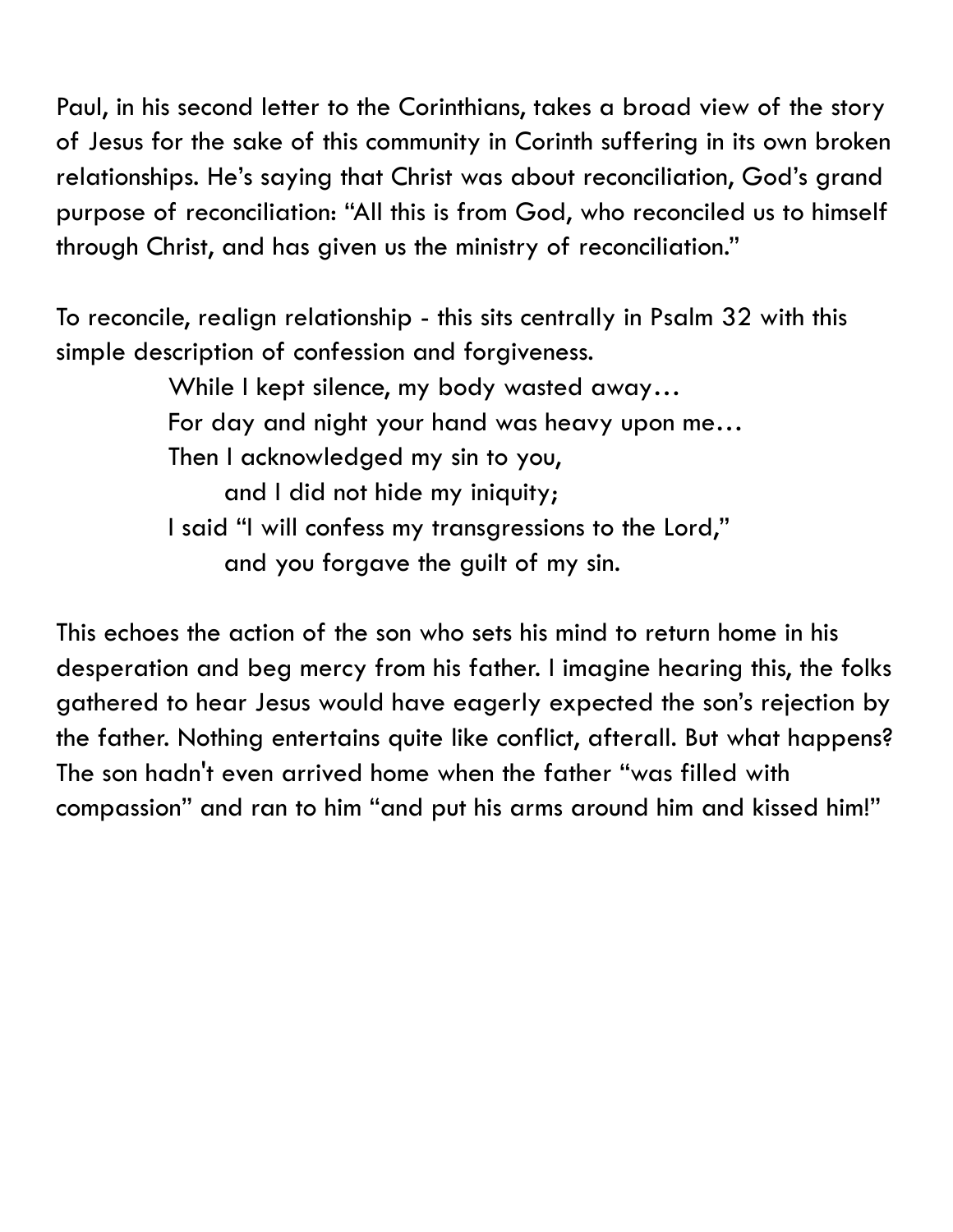Paul, in his second letter to the Corinthians, takes a broad view of the story of Jesus for the sake of this community in Corinth suffering in its own broken relationships. He's saying that Christ was about reconciliation, God's grand purpose of reconciliation: "All this is from God, who reconciled us to himself through Christ, and has given us the ministry of reconciliation."

To reconcile, realign relationship - this sits centrally in Psalm 32 with this simple description of confession and forgiveness.

> While I kept silence, my body wasted away…
> For day and night your hand was heavy upon me…
> Then I acknowledged my sin to you,
> &nbsp;&nbsp;&nbsp;&nbsp;and I did not hide my iniquity;
> I said "I will confess my transgressions to the Lord,"
> &nbsp;&nbsp;&nbsp;&nbsp;and you forgave the guilt of my sin.

This echoes the action of the son who sets his mind to return home in his desperation and beg mercy from his father. I imagine hearing this, the folks gathered to hear Jesus would have eagerly expected the son's rejection by the father. Nothing entertains quite like conflict, afterall. But what happens? The son hadn't even arrived home when the father "was filled with compassion" and ran to him "and put his arms around him and kissed him!"